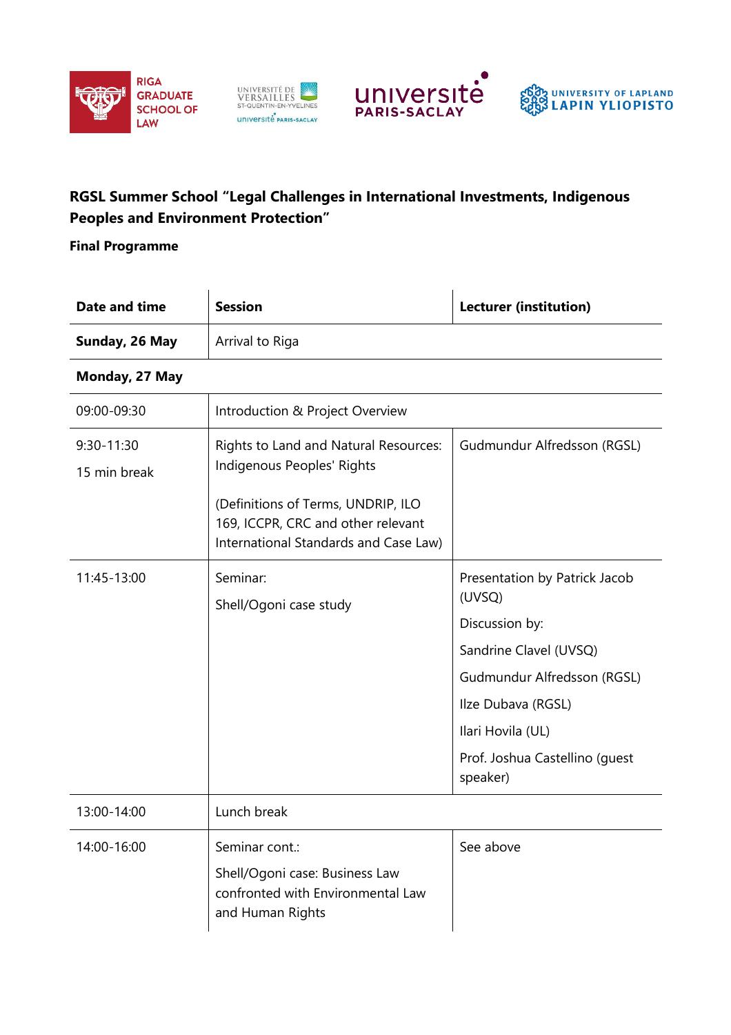RIGA GRADUATE SCHOOL OF LAW

UNIVERSITÉ DE VERSAILLES ST-QUENTIN-EN-YVELINES université PARIS-SACLAY

université PARIS-SACLAY

UNIVERSITY OF LAPLAND LAPIN YLIOPISTO

**RGSL Summer School "Legal Challenges in International Investments, Indigenous Peoples and Environment Protection"**

**Final Programme**

| **Date and time** | **Session** | **Lecturer (institution)** |
|---|---|---|
| **Sunday, 26 May** | Arrival to Riga | |
| **Monday, 27 May** | | |
| 09:00-09:30 | Introduction & Project Overview | |
| 9:30-11:30<br>15 min break | Rights to Land and Natural Resources: Indigenous Peoples' Rights<br><br>(Definitions of Terms, UNDRIP, ILO 169, ICCPR, CRC and other relevant International Standards and Case Law) | Gudmundur Alfredsson (RGSL) |
| 11:45-13:00 | Seminar:<br>Shell/Ogoni case study | Presentation by Patrick Jacob (UVSQ)<br>Discussion by:<br>Sandrine Clavel (UVSQ)<br>Gudmundur Alfredsson (RGSL)<br>Ilze Dubava (RGSL)<br>Ilari Hovila (UL)<br>Prof. Joshua Castellino (guest speaker) |
| 13:00-14:00 | Lunch break | |
| 14:00-16:00 | Seminar cont.:<br>Shell/Ogoni case: Business Law confronted with Environmental Law and Human Rights | See above |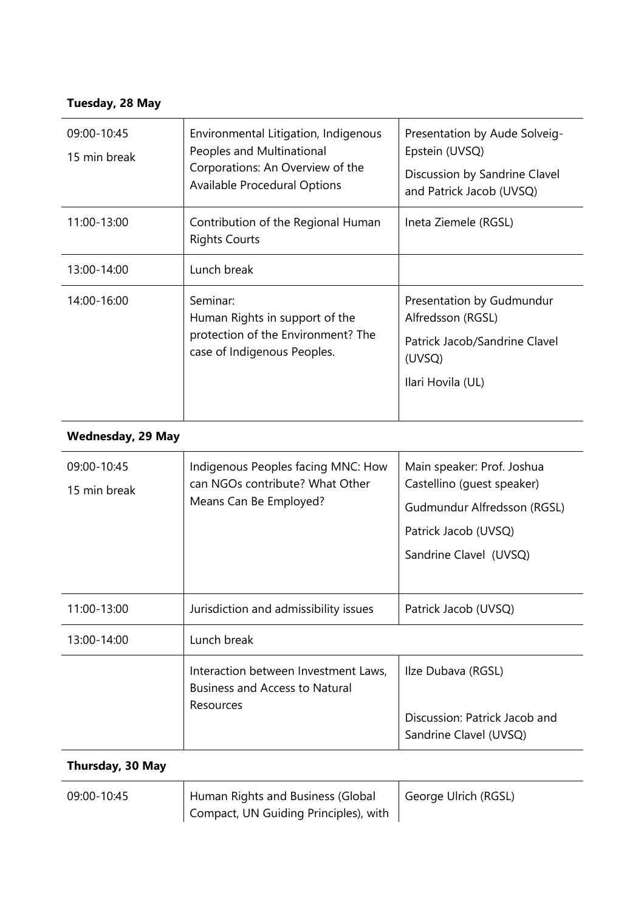**Tuesday, 28 May**

| | | |
|---|---|---|
| 09:00-10:45<br>15 min break | Environmental Litigation, Indigenous Peoples and Multinational Corporations: An Overview of the Available Procedural Options | Presentation by Aude Solveig-Epstein (UVSQ)<br>Discussion by Sandrine Clavel and Patrick Jacob (UVSQ) |
| 11:00-13:00 | Contribution of the Regional Human Rights Courts | Ineta Ziemele (RGSL) |
| 13:00-14:00 | Lunch break | |
| 14:00-16:00 | Seminar:<br>Human Rights in support of the protection of the Environment? The case of Indigenous Peoples. | Presentation by Gudmundur Alfredsson (RGSL)<br>Patrick Jacob/Sandrine Clavel (UVSQ)<br>Ilari Hovila (UL) |

**Wednesday, 29 May**

| | | |
|---|---|---|
| 09:00-10:45<br>15 min break | Indigenous Peoples facing MNC: How can NGOs contribute? What Other Means Can Be Employed? | Main speaker: Prof. Joshua Castellino (guest speaker)<br>Gudmundur Alfredsson (RGSL)<br>Patrick Jacob (UVSQ)<br>Sandrine Clavel (UVSQ) |
| 11:00-13:00 | Jurisdiction and admissibility issues | Patrick Jacob (UVSQ) |
| 13:00-14:00 | Lunch break | |
| | Interaction between Investment Laws, Business and Access to Natural Resources | Ilze Dubava (RGSL)<br>Discussion: Patrick Jacob and Sandrine Clavel (UVSQ) |

**Thursday, 30 May**

| | | |
|---|---|---|
| 09:00-10:45 | Human Rights and Business (Global Compact, UN Guiding Principles), with | George Ulrich (RGSL) |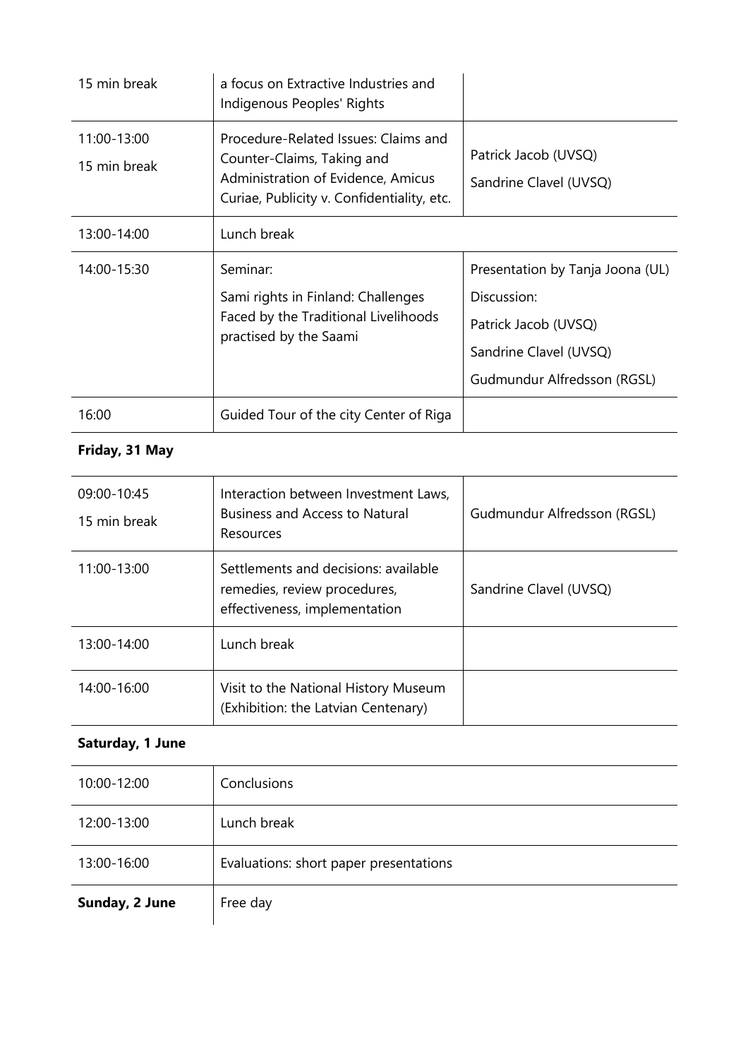| | | |
|---|---|---|
| 15 min break | a focus on Extractive Industries and Indigenous Peoples' Rights | |
| 11:00-13:00<br>15 min break | Procedure-Related Issues: Claims and Counter-Claims, Taking and Administration of Evidence, Amicus Curiae, Publicity v. Confidentiality, etc. | Patrick Jacob (UVSQ)<br>Sandrine Clavel (UVSQ) |
| 13:00-14:00 | Lunch break | |
| 14:00-15:30 | Seminar:<br>Sami rights in Finland: Challenges Faced by the Traditional Livelihoods practised by the Saami | Presentation by Tanja Joona (UL)<br>Discussion:<br>Patrick Jacob (UVSQ)<br>Sandrine Clavel (UVSQ)<br>Gudmundur Alfredsson (RGSL) |
| 16:00 | Guided Tour of the city Center of Riga | |

**Friday, 31 May**

| | | |
|---|---|---|
| 09:00-10:45<br>15 min break | Interaction between Investment Laws, Business and Access to Natural Resources | Gudmundur Alfredsson (RGSL) |
| 11:00-13:00 | Settlements and decisions: available remedies, review procedures, effectiveness, implementation | Sandrine Clavel (UVSQ) |
| 13:00-14:00 | Lunch break | |
| 14:00-16:00 | Visit to the National History Museum (Exhibition: the Latvian Centenary) | |

**Saturday, 1 June**

| | |
|---|---|
| 10:00-12:00 | Conclusions |
| 12:00-13:00 | Lunch break |
| 13:00-16:00 | Evaluations: short paper presentations |
| **Sunday, 2 June** | Free day |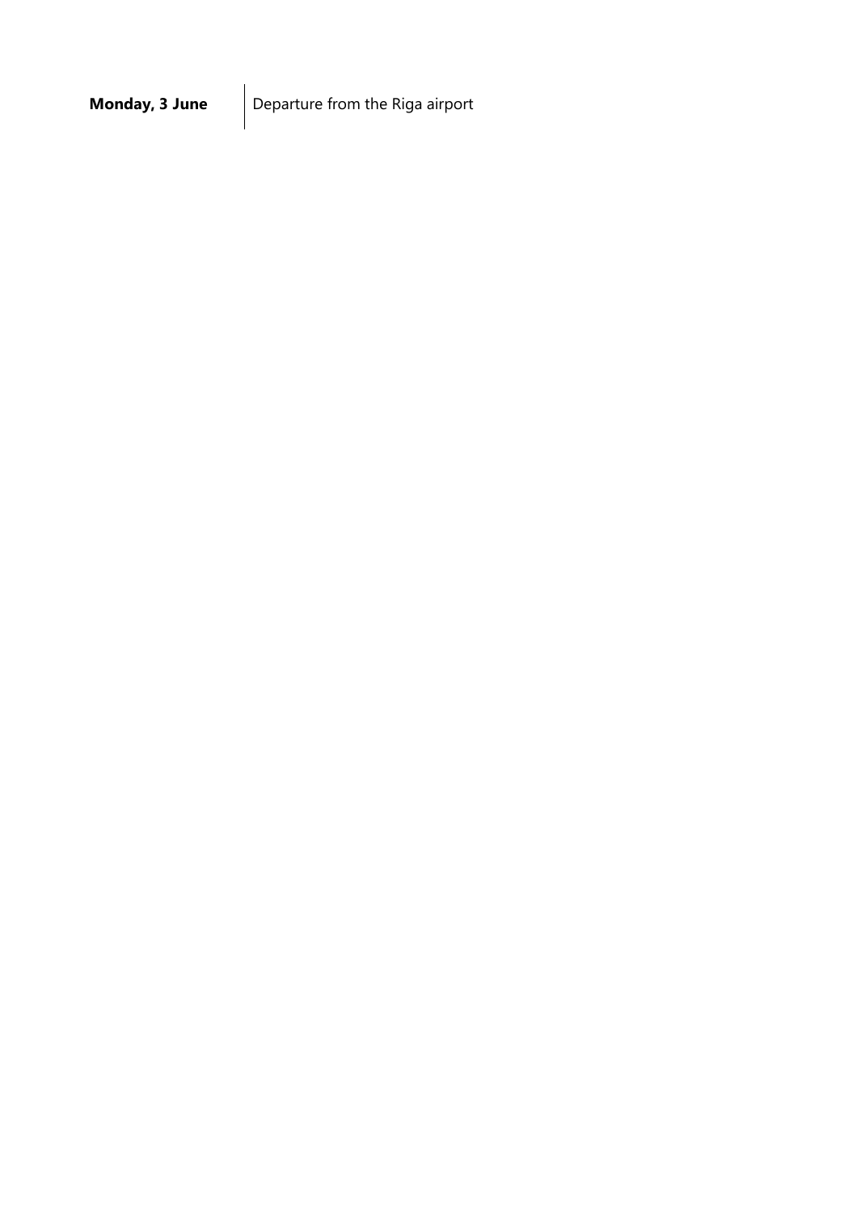| | |
|---|---|
| **Monday, 3 June** | Departure from the Riga airport |